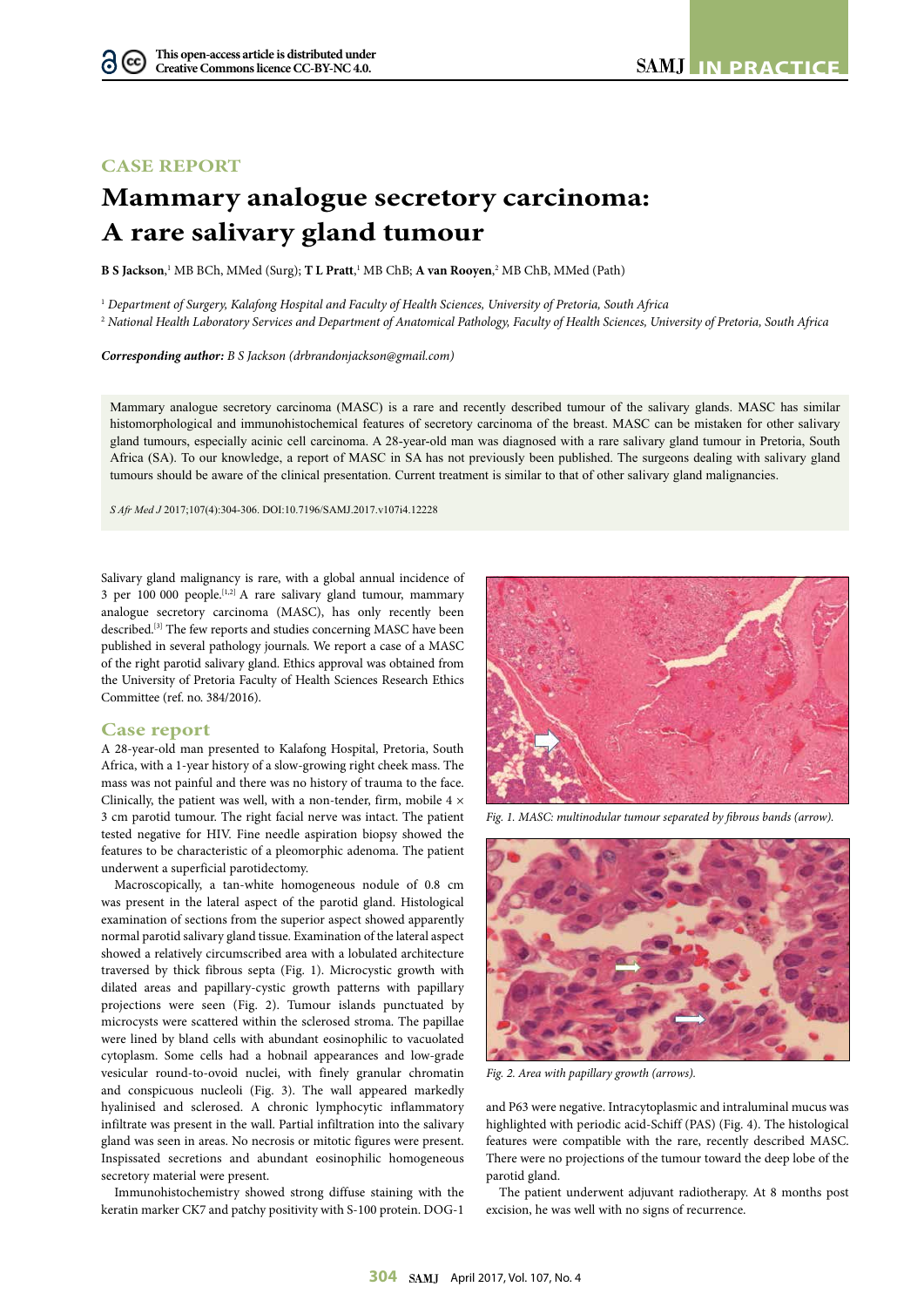CASE REPORT

# Mammary analogue secretory carcinoma: A rare salivary gland tumour

**B S Jackson**,[1] MB BCh, MMed (Surg); **T L Pratt**,[1] MB ChB; **A van Rooyen**,[2] MB ChB, MMed (Path)

[1] *Department of Surgery, Kalafong Hospital and Faculty of Health Sciences, University of Pretoria, South Africa*
[2] *National Health Laboratory Services and Department of Anatomical Pathology, Faculty of Health Sciences, University of Pretoria, South Africa*

***Corresponding author:*** *B S Jackson (drbrandonjackson@gmail.com)*

Mammary analogue secretory carcinoma (MASC) is a rare and recently described tumour of the salivary glands. MASC has similar histomorphological and immunohistochemical features of secretory carcinoma of the breast. MASC can be mistaken for other salivary gland tumours, especially acinic cell carcinoma. A 28-year-old man was diagnosed with a rare salivary gland tumour in Pretoria, South Africa (SA). To our knowledge, a report of MASC in SA has not previously been published. The surgeons dealing with salivary gland tumours should be aware of the clinical presentation. Current treatment is similar to that of other salivary gland malignancies.

*S Afr Med J* 2017;107(4):304-306. DOI:10.7196/SAMJ.2017.v107i4.12228

Salivary gland malignancy is rare, with a global annual incidence of 3 per 100 000 people.[1,2] A rare salivary gland tumour, mammary analogue secretory carcinoma (MASC), has only recently been described.[3] The few reports and studies concerning MASC have been published in several pathology journals. We report a case of a MASC of the right parotid salivary gland. Ethics approval was obtained from the University of Pretoria Faculty of Health Sciences Research Ethics Committee (ref. no. 384/2016).

## Case report

A 28-year-old man presented to Kalafong Hospital, Pretoria, South Africa, with a 1-year history of a slow-growing right cheek mass. The mass was not painful and there was no history of trauma to the face. Clinically, the patient was well, with a non-tender, firm, mobile 4 × 3 cm parotid tumour. The right facial nerve was intact. The patient tested negative for HIV. Fine needle aspiration biopsy showed the features to be characteristic of a pleomorphic adenoma. The patient underwent a superficial parotidectomy.

Macroscopically, a tan-white homogeneous nodule of 0.8 cm was present in the lateral aspect of the parotid gland. Histological examination of sections from the superior aspect showed apparently normal parotid salivary gland tissue. Examination of the lateral aspect showed a relatively circumscribed area with a lobulated architecture traversed by thick fibrous septa (Fig. 1). Microcystic growth with dilated areas and papillary-cystic growth patterns with papillary projections were seen (Fig. 2). Tumour islands punctuated by microcysts were scattered within the sclerosed stroma. The papillae were lined by bland cells with abundant eosinophilic to vacuolated cytoplasm. Some cells had a hobnail appearances and low-grade vesicular round-to-ovoid nuclei, with finely granular chromatin and conspicuous nucleoli (Fig. 3). The wall appeared markedly hyalinised and sclerosed. A chronic lymphocytic inflammatory infiltrate was present in the wall. Partial infiltration into the salivary gland was seen in areas. No necrosis or mitotic figures were present. Inspissated secretions and abundant eosinophilic homogeneous secretory material were present.

Immunohistochemistry showed strong diffuse staining with the keratin marker CK7 and patchy positivity with S-100 protein. DOG-1 and P63 were negative. Intracytoplasmic and intraluminal mucus was highlighted with periodic acid-Schiff (PAS) (Fig. 4). The histological features were compatible with the rare, recently described MASC. There were no projections of the tumour toward the deep lobe of the parotid gland.

The patient underwent adjuvant radiotherapy. At 8 months post excision, he was well with no signs of recurrence.

*Fig. 1. MASC: multinodular tumour separated by fibrous bands (arrow).*

*Fig. 2. Area with papillary growth (arrows).*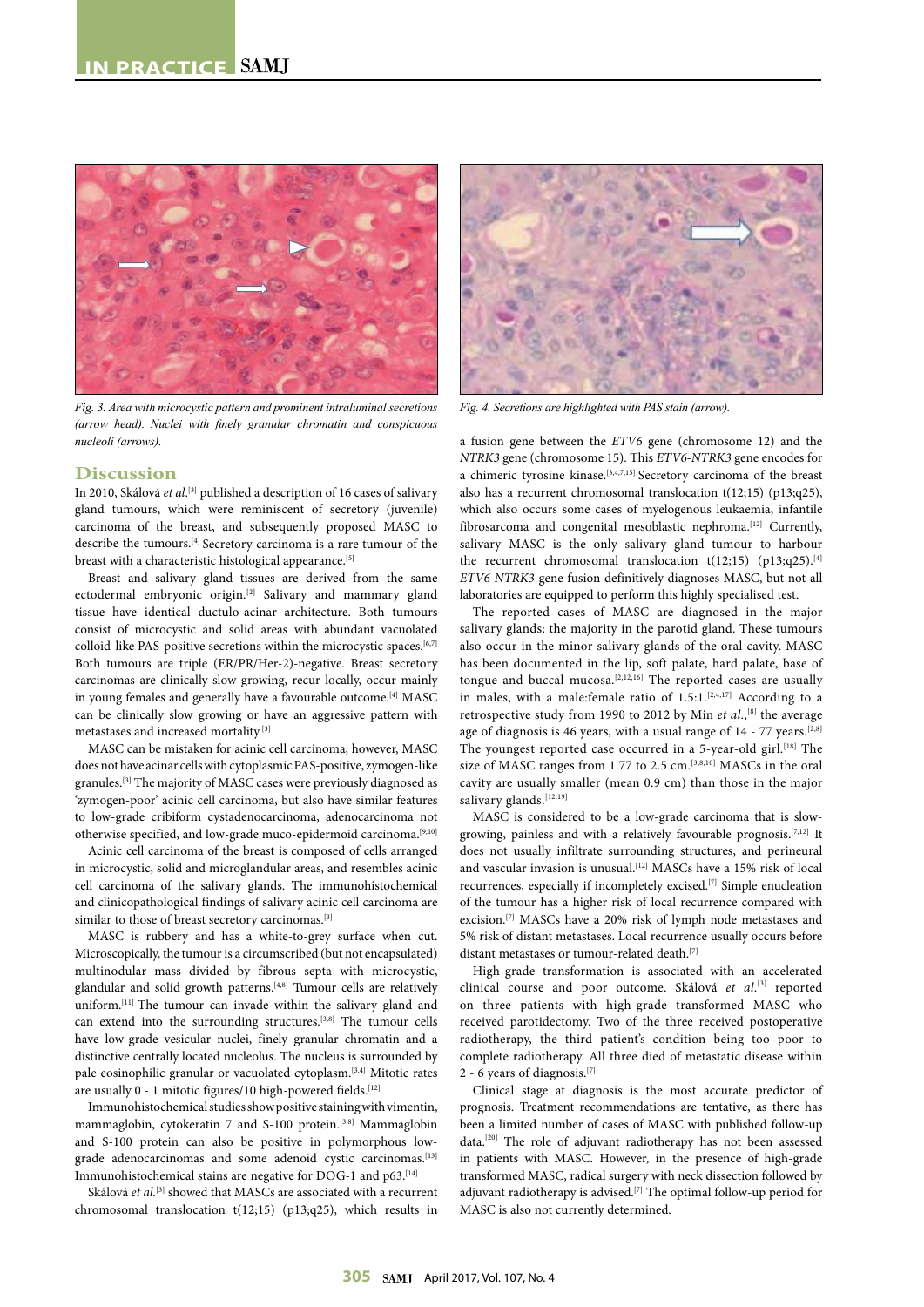Fig. 3. Area with microcystic pattern and prominent intraluminal secretions (arrow head). Nuclei with finely granular chromatin and conspicuous nucleoli (arrows).

Fig. 4. Secretions are highlighted with PAS stain (arrow).

## Discussion

In 2010, Skálová *et al*.[3] published a description of 16 cases of salivary gland tumours, which were reminiscent of secretory (juvenile) carcinoma of the breast, and subsequently proposed MASC to describe the tumours.[4] Secretory carcinoma is a rare tumour of the breast with a characteristic histological appearance.[5]

Breast and salivary gland tissues are derived from the same ectodermal embryonic origin.[2] Salivary and mammary gland tissue have identical ductulo-acinar architecture. Both tumours consist of microcystic and solid areas with abundant vacuolated colloid-like PAS-positive secretions within the microcystic spaces.[6,7] Both tumours are triple (ER/PR/Her-2)-negative. Breast secretory carcinomas are clinically slow growing, recur locally, occur mainly in young females and generally have a favourable outcome.[4] MASC can be clinically slow growing or have an aggressive pattern with metastases and increased mortality.[3]

MASC can be mistaken for acinic cell carcinoma; however, MASC does not have acinar cells with cytoplasmic PAS-positive, zymogen-like granules.[3] The majority of MASC cases were previously diagnosed as 'zymogen-poor' acinic cell carcinoma, but also have similar features to low-grade cribiform cystadenocarcinoma, adenocarcinoma not otherwise specified, and low-grade muco-epidermoid carcinoma.[9,10]

Acinic cell carcinoma of the breast is composed of cells arranged in microcystic, solid and microglandular areas, and resembles acinic cell carcinoma of the salivary glands. The immunohistochemical and clinicopathological findings of salivary acinic cell carcinoma are similar to those of breast secretory carcinomas.[3]

MASC is rubbery and has a white-to-grey surface when cut. Microscopically, the tumour is a circumscribed (but not encapsulated) multinodular mass divided by fibrous septa with microcystic, glandular and solid growth patterns.[4,8] Tumour cells are relatively uniform.[11] The tumour can invade within the salivary gland and can extend into the surrounding structures.[3,8] The tumour cells have low-grade vesicular nuclei, finely granular chromatin and a distinctive centrally located nucleolus. The nucleus is surrounded by pale eosinophilic granular or vacuolated cytoplasm.[3,4] Mitotic rates are usually 0 - 1 mitotic figures/10 high-powered fields.[12]

Immunohistochemical studies show positive staining with vimentin, mammaglobin, cytokeratin 7 and S-100 protein.[3,8] Mammaglobin and S-100 protein can also be positive in polymorphous low-grade adenocarcinomas and some adenoid cystic carcinomas.[13] Immunohistochemical stains are negative for DOG-1 and p63.[14]

Skálová *et al*.[3] showed that MASCs are associated with a recurrent chromosomal translocation t(12;15) (p13;q25), which results in a fusion gene between the *ETV6* gene (chromosome 12) and the *NTRK3* gene (chromosome 15). This *ETV6-NTRK3* gene encodes for a chimeric tyrosine kinase.[3,4,7,15] Secretory carcinoma of the breast also has a recurrent chromosomal translocation t(12;15) (p13;q25), which also occurs some cases of myelogenous leukaemia, infantile fibrosarcoma and congenital mesoblastic nephroma.[12] Currently, salivary MASC is the only salivary gland tumour to harbour the recurrent chromosomal translocation t(12;15) (p13;q25).[4] *ETV6-NTRK3* gene fusion definitively diagnoses MASC, but not all laboratories are equipped to perform this highly specialised test.

The reported cases of MASC are diagnosed in the major salivary glands; the majority in the parotid gland. These tumours also occur in the minor salivary glands of the oral cavity. MASC has been documented in the lip, soft palate, hard palate, base of tongue and buccal mucosa.[2,12,16] The reported cases are usually in males, with a male:female ratio of 1.5:1.[2,4,17] According to a retrospective study from 1990 to 2012 by Min *et al*.,[8] the average age of diagnosis is 46 years, with a usual range of 14 - 77 years.[2,8] The youngest reported case occurred in a 5-year-old girl.[18] The size of MASC ranges from 1.77 to 2.5 cm.[3,8,10] MASCs in the oral cavity are usually smaller (mean 0.9 cm) than those in the major salivary glands.[12,19]

MASC is considered to be a low-grade carcinoma that is slow-growing, painless and with a relatively favourable prognosis.[7,12] It does not usually infiltrate surrounding structures, and perineural and vascular invasion is unusual.[12] MASCs have a 15% risk of local recurrences, especially if incompletely excised.[7] Simple enucleation of the tumour has a higher risk of local recurrence compared with excision.[7] MASCs have a 20% risk of lymph node metastases and 5% risk of distant metastases. Local recurrence usually occurs before distant metastases or tumour-related death.[7]

High-grade transformation is associated with an accelerated clinical course and poor outcome. Skálová *et al*.[3] reported on three patients with high-grade transformed MASC who received parotidectomy. Two of the three received postoperative radiotherapy, the third patient's condition being too poor to complete radiotherapy. All three died of metastatic disease within 2 - 6 years of diagnosis.[7]

Clinical stage at diagnosis is the most accurate predictor of prognosis. Treatment recommendations are tentative, as there has been a limited number of cases of MASC with published follow-up data.[20] The role of adjuvant radiotherapy has not been assessed in patients with MASC. However, in the presence of high-grade transformed MASC, radical surgery with neck dissection followed by adjuvant radiotherapy is advised.[7] The optimal follow-up period for MASC is also not currently determined.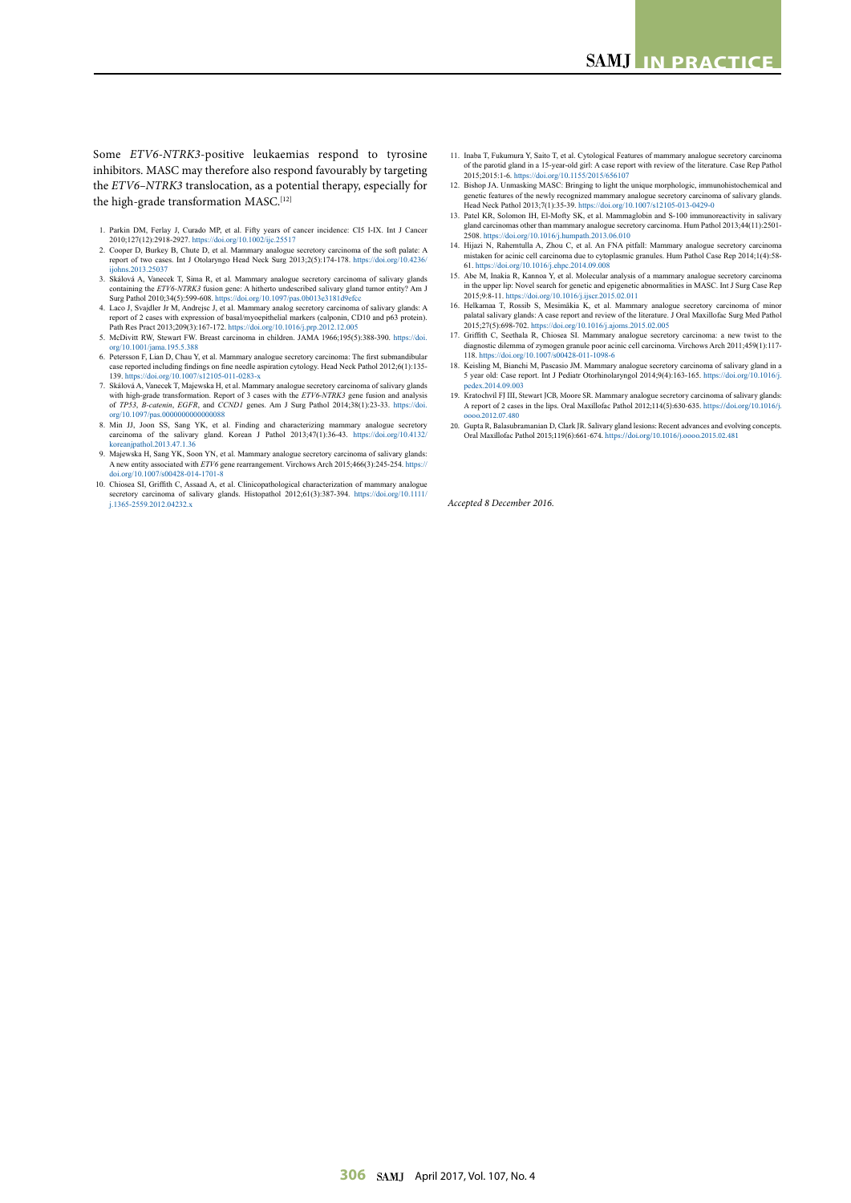Some *ETV6-NTRK3*-positive leukaemias respond to tyrosine inhibitors. MASC may therefore also respond favourably by targeting the *ETV6–NTRK3* translocation, as a potential therapy, especially for the high-grade transformation MASC.[12]

1. Parkin DM, Ferlay J, Curado MP, et al. Fifty years of cancer incidence: CI5 I-IX. Int J Cancer 2010;127(12):2918-2927. https://doi.org/10.1002/ijc.25517
2. Cooper D, Burkey B, Chute D, et al. Mammary analogue secretory carcinoma of the soft palate: A report of two cases. Int J Otolaryngo Head Neck Surg 2013;2(5):174-178. https://doi.org/10.4236/ijohns.2013.25037
3. Skálová A, Vanecek T, Sima R, et al. Mammary analogue secretory carcinoma of salivary glands containing the *ETV6-NTRK3* fusion gene: A hitherto undescribed salivary gland tumor entity? Am J Surg Pathol 2010;34(5):599-608. https://doi.org/10.1097/pas.0b013e3181d9efcc
4. Laco J, Svajdler Jr M, Andrejsc J, et al. Mammary analog secretory carcinoma of salivary glands: A report of 2 cases with expression of basal/myoepithelial markers (calponin, CD10 and p63 protein). Path Res Pract 2013;209(3):167-172. https://doi.org/10.1016/j.prp.2012.12.005
5. McDivitt RW, Stewart FW. Breast carcinoma in children. JAMA 1966;195(5):388-390. https://doi.org/10.1001/jama.195.5.388
6. Petersson F, Lian D, Chau Y, et al. Mammary analogue secretory carcinoma: The first submandibular case reported including findings on fine needle aspiration cytology. Head Neck Pathol 2012;6(1):135-139. https://doi.org/10.1007/s12105-011-0283-x
7. Skálová A, Vanecek T, Majewska H, et al. Mammary analogue secretory carcinoma of salivary glands with high-grade transformation. Report of 3 cases with the *ETV6-NTRK3* gene fusion and analysis of *TP53*, *B-catenin*, *EGFR*, and *CCND1* genes. Am J Surg Pathol 2014;38(1):23-33. https://doi.org/10.1097/pas.0000000000000088
8. Min JJ, Joon SS, Sang YK, et al. Finding and characterizing mammary analogue secretory carcinoma of the salivary gland. Korean J Pathol 2013;47(1):36-43. https://doi.org/10.4132/koreanjpathol.2013.47.1.36
9. Majewska H, Sang YK, Soon YN, et al. Mammary analogue secretory carcinoma of salivary glands: A new entity associated with *ETV6* gene rearrangement. Virchows Arch 2015;466(3):245-254. https://doi.org/10.1007/s00428-014-1701-8
10. Chiosea SI, Griffith C, Assaad A, et al. Clinicopathological characterization of mammary analogue secretory carcinoma of salivary glands. Histopathol 2012;61(3):387-394. https://doi.org/10.1111/j.1365-2559.2012.04232.x
11. Inaba T, Fukumura Y, Saito T, et al. Cytological Features of mammary analogue secretory carcinoma of the parotid gland in a 15-year-old girl: A case report with review of the literature. Case Rep Pathol 2015;2015:1-6. https://doi.org/10.1155/2015/656107
12. Bishop JA. Unmasking MASC: Bringing to light the unique morphologic, immunohistochemical and genetic features of the newly recognized mammary analogue secretory carcinoma of salivary glands. Head Neck Pathol 2013;7(1):35-39. https://doi.org/10.1007/s12105-013-0429-0
13. Patel KR, Solomon IH, El-Mofty SK, et al. Mammaglobin and S-100 immunoreactivity in salivary gland carcinomas other than mammary analogue secretory carcinoma. Hum Pathol 2013;44(11):2501-2508. https://doi.org/10.1016/j.humpath.2013.06.010
14. Hijazi N, Rahemtulla A, Zhou C, et al. An FNA pitfall: Mammary analogue secretory carcinoma mistaken for acinic cell carcinoma due to cytoplasmic granules. Hum Pathol Case Rep 2014;1(4):58-61. https://doi.org/10.1016/j.ehpc.2014.09.008
15. Abe M, Inakia R, Kannoa Y, et al. Molecular analysis of a mammary analogue secretory carcinoma in the upper lip: Novel search for genetic and epigenetic abnormalities in MASC. Int J Surg Case Rep 2015;9:8-11. https://doi.org/10.1016/j.ijscr.2015.02.011
16. Helkamaa T, Rossib S, Mesimäkia K, et al. Mammary analogue secretory carcinoma of minor palatal salivary glands: A case report and review of the literature. J Oral Maxillofac Surg Med Pathol 2015;27(5):698-702. https://doi.org/10.1016/j.ajoms.2015.02.005
17. Griffith C, Seethala R, Chiosea SI. Mammary analogue secretory carcinoma: a new twist to the diagnostic dilemma of zymogen granule poor acinic cell carcinoma. Virchows Arch 2011;459(1):117-118. https://doi.org/10.1007/s00428-011-1098-6
18. Keisling M, Bianchi M, Pascasio JM. Mammary analogue secretory carcinoma of salivary gland in a 5 year old: Case report. Int J Pediatr Otorhinolaryngol 2014;9(4):163-165. https://doi.org/10.1016/j.pedex.2014.09.003
19. Kratochvil FJ III, Stewart JCB, Moore SR. Mammary analogue secretory carcinoma of salivary glands: A report of 2 cases in the lips. Oral Maxillofac Pathol 2012;114(5):630-635. https://doi.org/10.1016/j.oooo.2012.07.480
20. Gupta R, Balasubramanian D, Clark JR. Salivary gland lesions: Recent advances and evolving concepts. Oral Maxillofac Pathol 2015;119(6):661-674. https://doi.org/10.1016/j.oooo.2015.02.481

*Accepted 8 December 2016.*